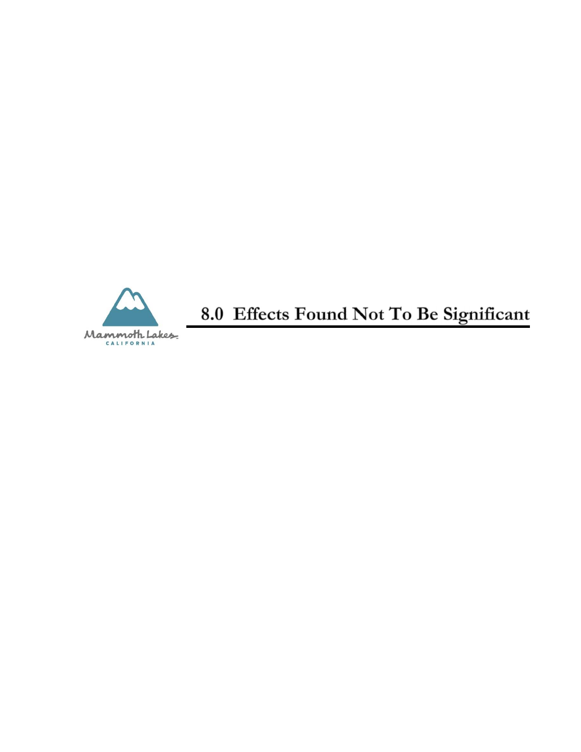# 8.0 Effects Found Not To Be Significant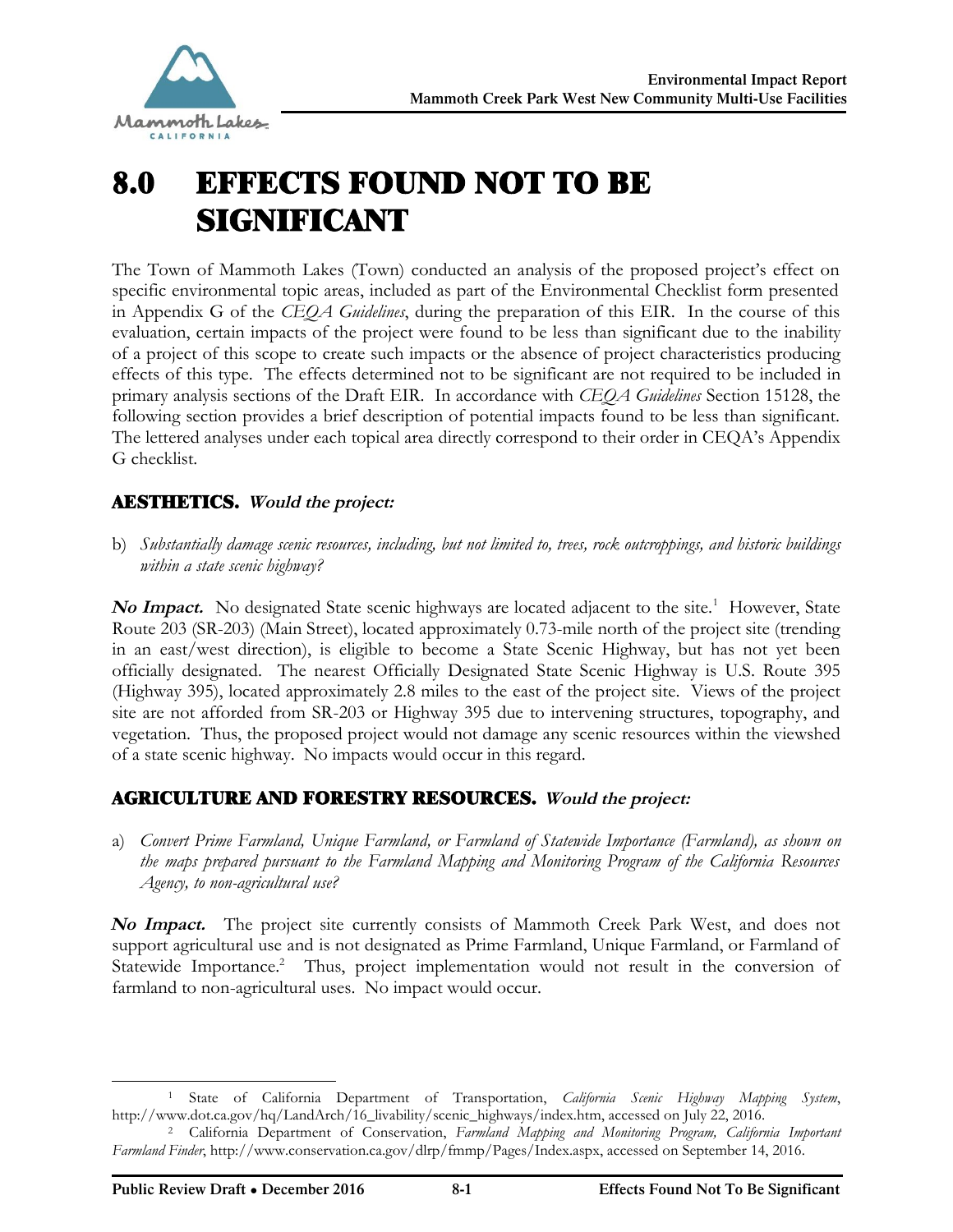# 8.0 EFFECTS FOUND NOT TO BE SIGNIFICANT

The Town of Mammoth Lakes (Town) conducted an analysis of the proposed project's effect on specific environmental topic areas, included as part of the Environmental Checklist form presented in Appendix G of the *CEQA Guidelines*, during the preparation of this EIR. In the course of this evaluation, certain impacts of the project were found to be less than significant due to the inability of a project of this scope to create such impacts or the absence of project characteristics producing effects of this type. The effects determined not to be significant are not required to be included in primary analysis sections of the Draft EIR. In accordance with *CEQA Guidelines* Section 15128, the following section provides a brief description of potential impacts found to be less than significant. The lettered analyses under each topical area directly correspond to their order in CEQA's Appendix G checklist.

## AESTHETICS. *Would the project:*

b) *Substantially damage scenic resources, including, but not limited to, trees, rock outcroppings, and historic buildings within a state scenic highway?*

***No Impact.*** No designated State scenic highways are located adjacent to the site.[1] However, State Route 203 (SR-203) (Main Street), located approximately 0.73-mile north of the project site (trending in an east/west direction), is eligible to become a State Scenic Highway, but has not yet been officially designated. The nearest Officially Designated State Scenic Highway is U.S. Route 395 (Highway 395), located approximately 2.8 miles to the east of the project site. Views of the project site are not afforded from SR-203 or Highway 395 due to intervening structures, topography, and vegetation. Thus, the proposed project would not damage any scenic resources within the viewshed of a state scenic highway. No impacts would occur in this regard.

## AGRICULTURE AND FORESTRY RESOURCES. *Would the project:*

a) *Convert Prime Farmland, Unique Farmland, or Farmland of Statewide Importance (Farmland), as shown on the maps prepared pursuant to the Farmland Mapping and Monitoring Program of the California Resources Agency, to non-agricultural use?*

***No Impact.*** The project site currently consists of Mammoth Creek Park West, and does not support agricultural use and is not designated as Prime Farmland, Unique Farmland, or Farmland of Statewide Importance.[2] Thus, project implementation would not result in the conversion of farmland to non-agricultural uses. No impact would occur.

---

[1] State of California Department of Transportation, *California Scenic Highway Mapping System*, http://www.dot.ca.gov/hq/LandArch/16_livability/scenic_highways/index.htm, accessed on July 22, 2016.

[2] California Department of Conservation, *Farmland Mapping and Monitoring Program, California Important Farmland Finder*, http://www.conservation.ca.gov/dlrp/fmmp/Pages/Index.aspx, accessed on September 14, 2016.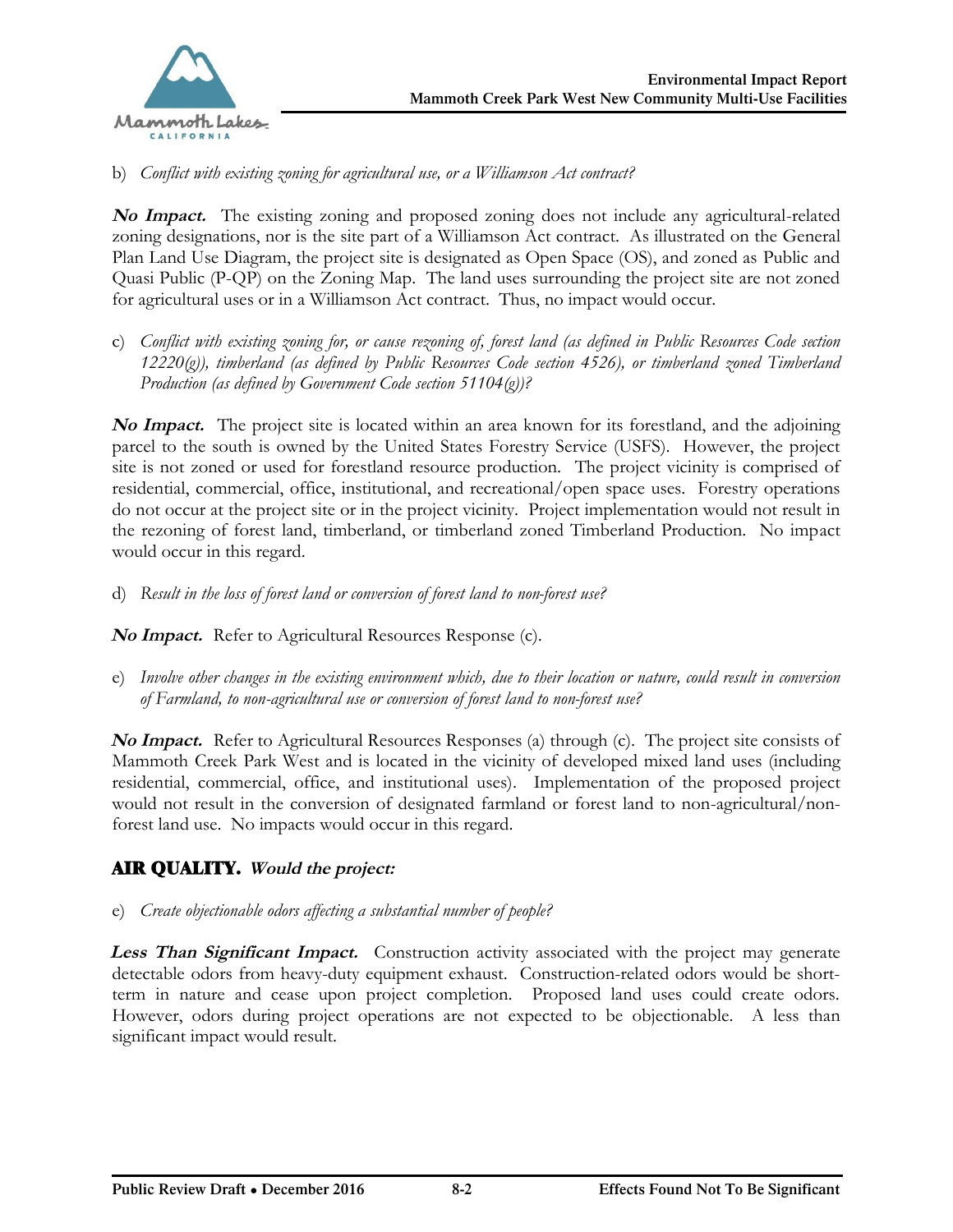b) *Conflict with existing zoning for agricultural use, or a Williamson Act contract?*

***No Impact.*** The existing zoning and proposed zoning does not include any agricultural-related zoning designations, nor is the site part of a Williamson Act contract. As illustrated on the General Plan Land Use Diagram, the project site is designated as Open Space (OS), and zoned as Public and Quasi Public (P-QP) on the Zoning Map. The land uses surrounding the project site are not zoned for agricultural uses or in a Williamson Act contract. Thus, no impact would occur.

c) *Conflict with existing zoning for, or cause rezoning of, forest land (as defined in Public Resources Code section 12220(g)), timberland (as defined by Public Resources Code section 4526), or timberland zoned Timberland Production (as defined by Government Code section 51104(g))?*

***No Impact.*** The project site is located within an area known for its forestland, and the adjoining parcel to the south is owned by the United States Forestry Service (USFS). However, the project site is not zoned or used for forestland resource production. The project vicinity is comprised of residential, commercial, office, institutional, and recreational/open space uses. Forestry operations do not occur at the project site or in the project vicinity. Project implementation would not result in the rezoning of forest land, timberland, or timberland zoned Timberland Production. No impact would occur in this regard.

d) *Result in the loss of forest land or conversion of forest land to non-forest use?*

***No Impact.*** Refer to Agricultural Resources Response (c).

e) *Involve other changes in the existing environment which, due to their location or nature, could result in conversion of Farmland, to non-agricultural use or conversion of forest land to non-forest use?*

***No Impact.*** Refer to Agricultural Resources Responses (a) through (c). The project site consists of Mammoth Creek Park West and is located in the vicinity of developed mixed land uses (including residential, commercial, office, and institutional uses). Implementation of the proposed project would not result in the conversion of designated farmland or forest land to non-agricultural/non-forest land use. No impacts would occur in this regard.

## AIR QUALITY. *Would the project:*

e) *Create objectionable odors affecting a substantial number of people?*

***Less Than Significant Impact.*** Construction activity associated with the project may generate detectable odors from heavy-duty equipment exhaust. Construction-related odors would be short-term in nature and cease upon project completion. Proposed land uses could create odors. However, odors during project operations are not expected to be objectionable. A less than significant impact would result.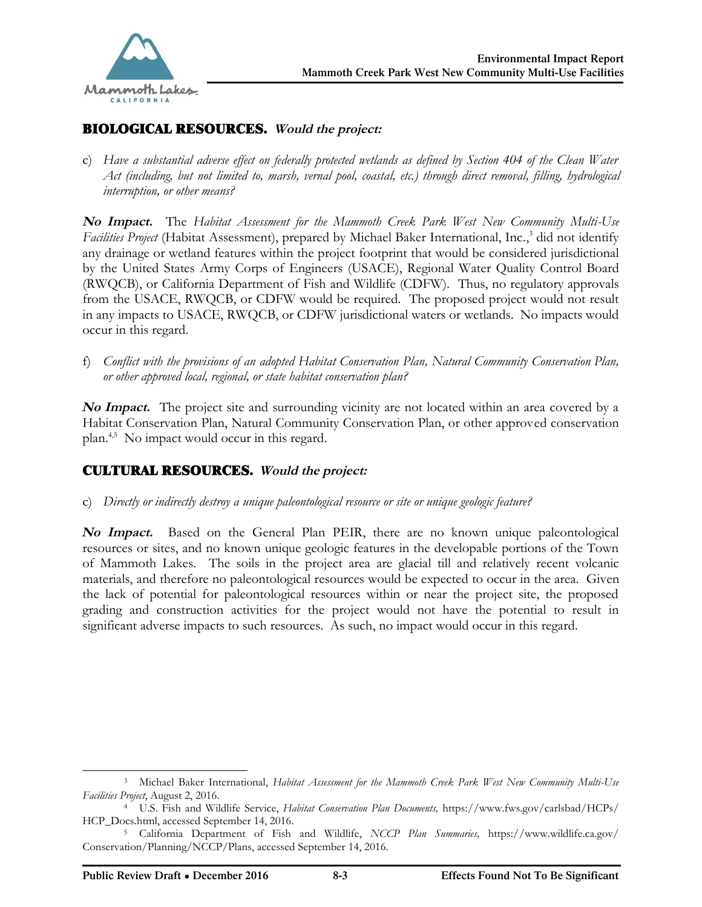## BIOLOGICAL RESOURCES. *Would the project:*

c) *Have a substantial adverse effect on federally protected wetlands as defined by Section 404 of the Clean Water Act (including, but not limited to, marsh, vernal pool, coastal, etc.) through direct removal, filling, hydrological interruption, or other means?*

***No Impact.*** The *Habitat Assessment for the Mammoth Creek Park West New Community Multi-Use Facilities Project* (Habitat Assessment), prepared by Michael Baker International, Inc.,[3] did not identify any drainage or wetland features within the project footprint that would be considered jurisdictional by the United States Army Corps of Engineers (USACE), Regional Water Quality Control Board (RWQCB), or California Department of Fish and Wildlife (CDFW). Thus, no regulatory approvals from the USACE, RWQCB, or CDFW would be required. The proposed project would not result in any impacts to USACE, RWQCB, or CDFW jurisdictional waters or wetlands. No impacts would occur in this regard.

f) *Conflict with the provisions of an adopted Habitat Conservation Plan, Natural Community Conservation Plan, or other approved local, regional, or state habitat conservation plan?*

***No Impact.*** The project site and surrounding vicinity are not located within an area covered by a Habitat Conservation Plan, Natural Community Conservation Plan, or other approved conservation plan.[4,5] No impact would occur in this regard.

## CULTURAL RESOURCES. *Would the project:*

c) *Directly or indirectly destroy a unique paleontological resource or site or unique geologic feature?*

***No Impact.*** Based on the General Plan PEIR, there are no known unique paleontological resources or sites, and no known unique geologic features in the developable portions of the Town of Mammoth Lakes. The soils in the project area are glacial till and relatively recent volcanic materials, and therefore no paleontological resources would be expected to occur in the area. Given the lack of potential for paleontological resources within or near the project site, the proposed grading and construction activities for the project would not have the potential to result in significant adverse impacts to such resources. As such, no impact would occur in this regard.

---

[3] Michael Baker International, *Habitat Assessment for the Mammoth Creek Park West New Community Multi-Use Facilities Project*, August 2, 2016.

[4] U.S. Fish and Wildlife Service, *Habitat Conservation Plan Documents,* https://www.fws.gov/carlsbad/HCPs/HCP_Docs.html, accessed September 14, 2016.

[5] California Department of Fish and Wildlife, *NCCP Plan Summaries,* https://www.wildlife.ca.gov/Conservation/Planning/NCCP/Plans, accessed September 14, 2016.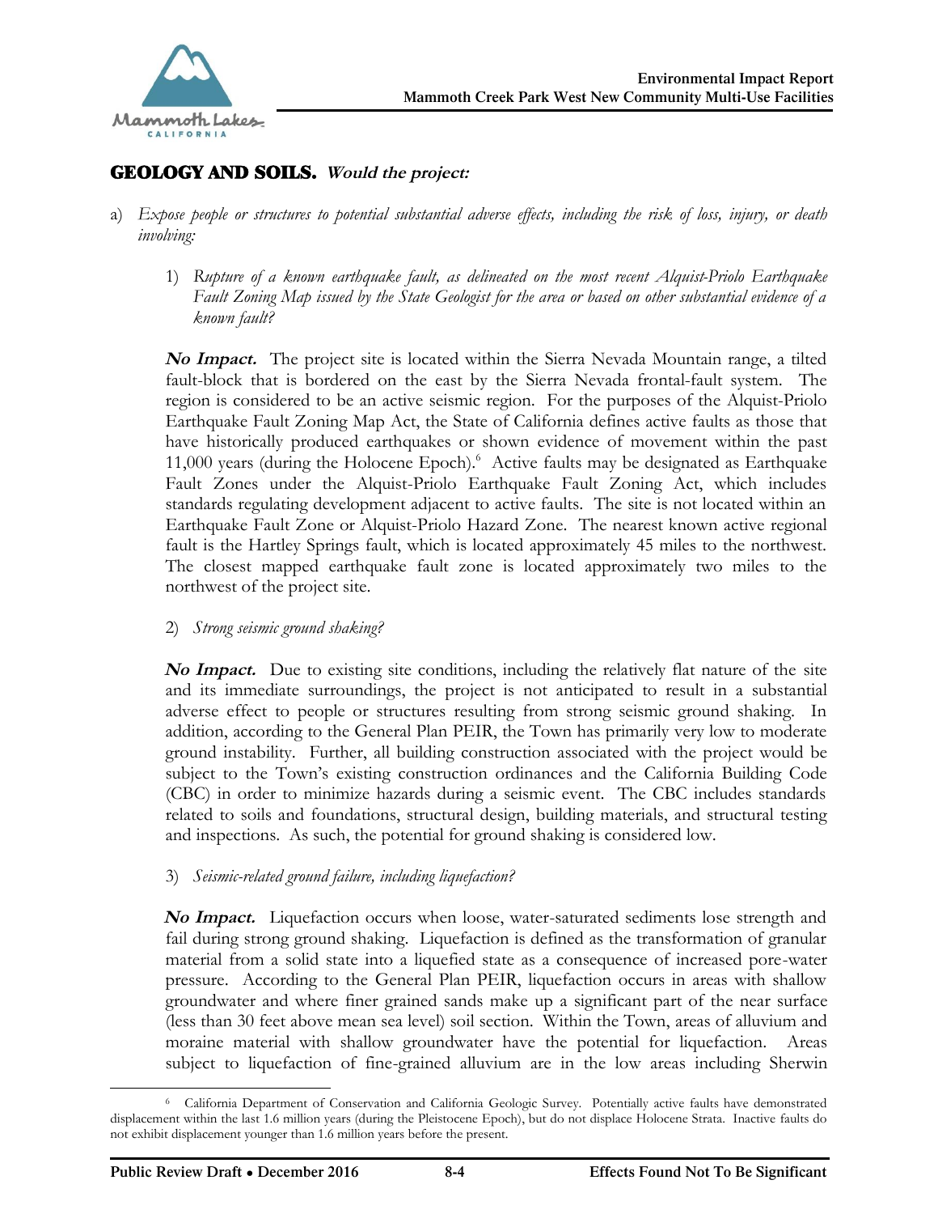## GEOLOGY AND SOILS. *Would the project:*

a) *Expose people or structures to potential substantial adverse effects, including the risk of loss, injury, or death involving:*

1) *Rupture of a known earthquake fault, as delineated on the most recent Alquist-Priolo Earthquake Fault Zoning Map issued by the State Geologist for the area or based on other substantial evidence of a known fault?*

***No Impact.*** The project site is located within the Sierra Nevada Mountain range, a tilted fault-block that is bordered on the east by the Sierra Nevada frontal-fault system. The region is considered to be an active seismic region. For the purposes of the Alquist-Priolo Earthquake Fault Zoning Map Act, the State of California defines active faults as those that have historically produced earthquakes or shown evidence of movement within the past 11,000 years (during the Holocene Epoch).[6] Active faults may be designated as Earthquake Fault Zones under the Alquist-Priolo Earthquake Fault Zoning Act, which includes standards regulating development adjacent to active faults. The site is not located within an Earthquake Fault Zone or Alquist-Priolo Hazard Zone. The nearest known active regional fault is the Hartley Springs fault, which is located approximately 45 miles to the northwest. The closest mapped earthquake fault zone is located approximately two miles to the northwest of the project site.

2) *Strong seismic ground shaking?*

***No Impact.*** Due to existing site conditions, including the relatively flat nature of the site and its immediate surroundings, the project is not anticipated to result in a substantial adverse effect to people or structures resulting from strong seismic ground shaking. In addition, according to the General Plan PEIR, the Town has primarily very low to moderate ground instability. Further, all building construction associated with the project would be subject to the Town's existing construction ordinances and the California Building Code (CBC) in order to minimize hazards during a seismic event. The CBC includes standards related to soils and foundations, structural design, building materials, and structural testing and inspections. As such, the potential for ground shaking is considered low.

3) *Seismic-related ground failure, including liquefaction?*

***No Impact.*** Liquefaction occurs when loose, water-saturated sediments lose strength and fail during strong ground shaking. Liquefaction is defined as the transformation of granular material from a solid state into a liquefied state as a consequence of increased pore-water pressure. According to the General Plan PEIR, liquefaction occurs in areas with shallow groundwater and where finer grained sands make up a significant part of the near surface (less than 30 feet above mean sea level) soil section. Within the Town, areas of alluvium and moraine material with shallow groundwater have the potential for liquefaction. Areas subject to liquefaction of fine-grained alluvium are in the low areas including Sherwin

---

[6] California Department of Conservation and California Geologic Survey. Potentially active faults have demonstrated displacement within the last 1.6 million years (during the Pleistocene Epoch), but do not displace Holocene Strata. Inactive faults do not exhibit displacement younger than 1.6 million years before the present.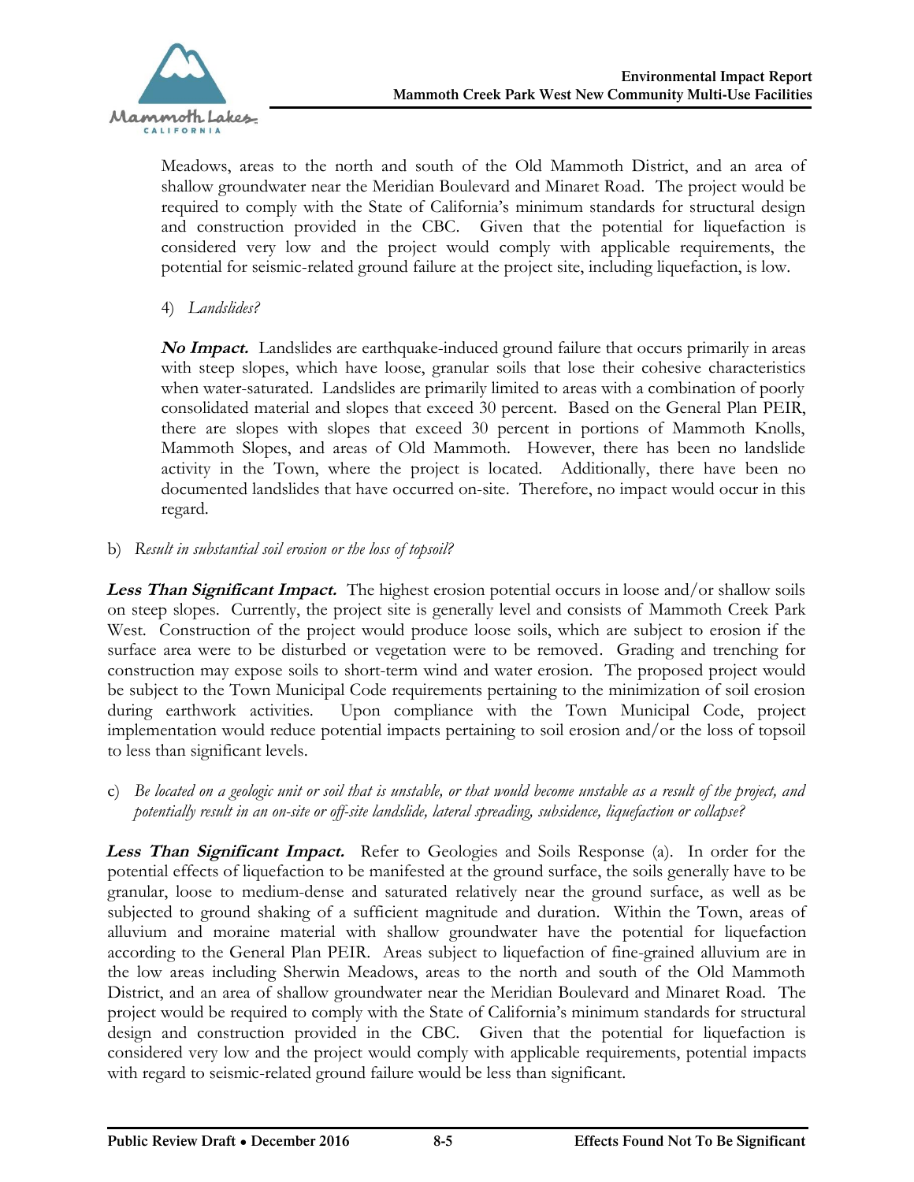Meadows, areas to the north and south of the Old Mammoth District, and an area of shallow groundwater near the Meridian Boulevard and Minaret Road. The project would be required to comply with the State of California's minimum standards for structural design and construction provided in the CBC. Given that the potential for liquefaction is considered very low and the project would comply with applicable requirements, the potential for seismic-related ground failure at the project site, including liquefaction, is low.

4) *Landslides?*

***No Impact.*** Landslides are earthquake-induced ground failure that occurs primarily in areas with steep slopes, which have loose, granular soils that lose their cohesive characteristics when water-saturated. Landslides are primarily limited to areas with a combination of poorly consolidated material and slopes that exceed 30 percent. Based on the General Plan PEIR, there are slopes with slopes that exceed 30 percent in portions of Mammoth Knolls, Mammoth Slopes, and areas of Old Mammoth. However, there has been no landslide activity in the Town, where the project is located. Additionally, there have been no documented landslides that have occurred on-site. Therefore, no impact would occur in this regard.

b) *Result in substantial soil erosion or the loss of topsoil?*

***Less Than Significant Impact.*** The highest erosion potential occurs in loose and/or shallow soils on steep slopes. Currently, the project site is generally level and consists of Mammoth Creek Park West. Construction of the project would produce loose soils, which are subject to erosion if the surface area were to be disturbed or vegetation were to be removed. Grading and trenching for construction may expose soils to short-term wind and water erosion. The proposed project would be subject to the Town Municipal Code requirements pertaining to the minimization of soil erosion during earthwork activities. Upon compliance with the Town Municipal Code, project implementation would reduce potential impacts pertaining to soil erosion and/or the loss of topsoil to less than significant levels.

c) *Be located on a geologic unit or soil that is unstable, or that would become unstable as a result of the project, and potentially result in an on-site or off-site landslide, lateral spreading, subsidence, liquefaction or collapse?*

***Less Than Significant Impact.*** Refer to Geologies and Soils Response (a). In order for the potential effects of liquefaction to be manifested at the ground surface, the soils generally have to be granular, loose to medium-dense and saturated relatively near the ground surface, as well as be subjected to ground shaking of a sufficient magnitude and duration. Within the Town, areas of alluvium and moraine material with shallow groundwater have the potential for liquefaction according to the General Plan PEIR. Areas subject to liquefaction of fine-grained alluvium are in the low areas including Sherwin Meadows, areas to the north and south of the Old Mammoth District, and an area of shallow groundwater near the Meridian Boulevard and Minaret Road. The project would be required to comply with the State of California's minimum standards for structural design and construction provided in the CBC. Given that the potential for liquefaction is considered very low and the project would comply with applicable requirements, potential impacts with regard to seismic-related ground failure would be less than significant.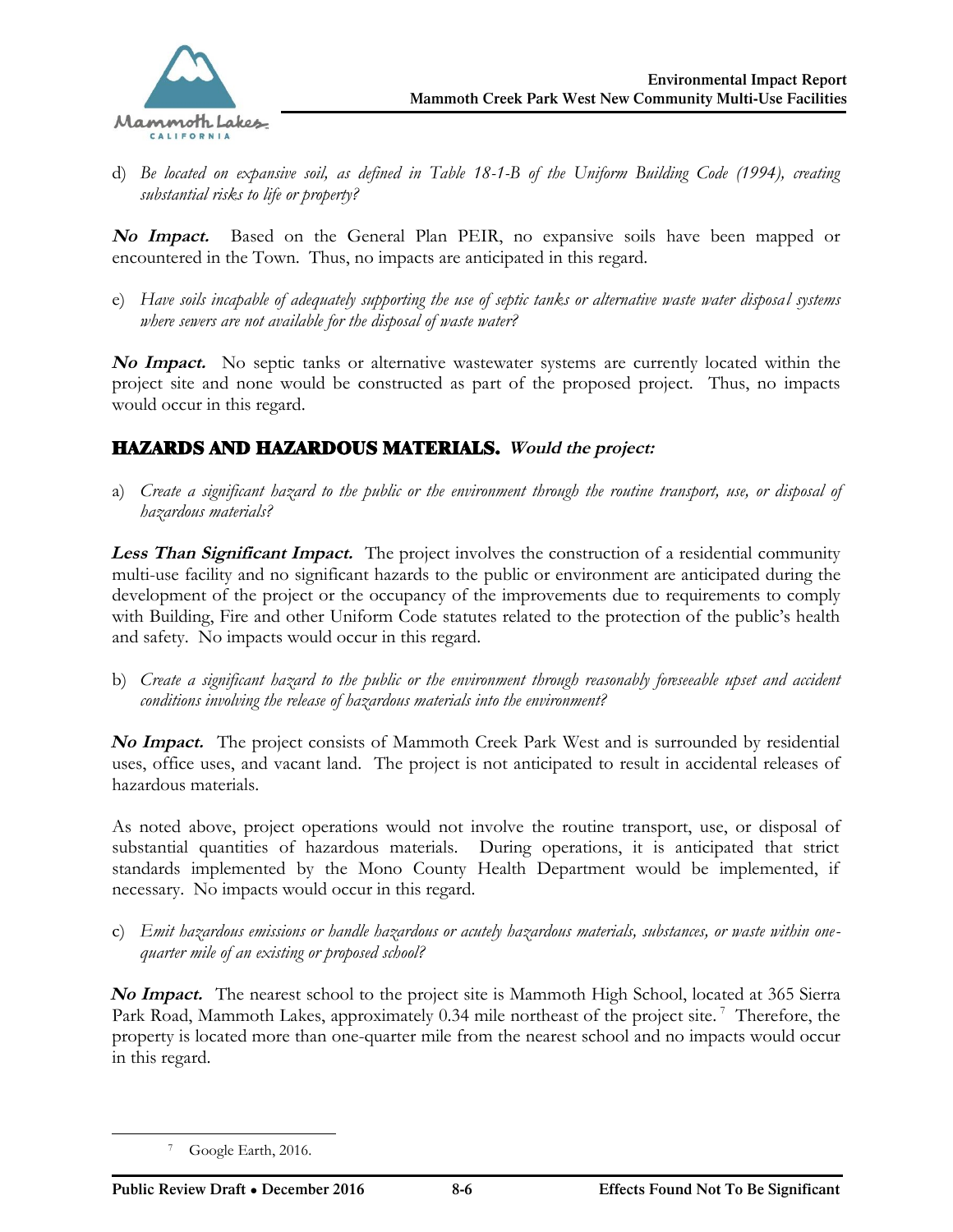d) *Be located on expansive soil, as defined in Table 18-1-B of the Uniform Building Code (1994), creating substantial risks to life or property?*

***No Impact.*** Based on the General Plan PEIR, no expansive soils have been mapped or encountered in the Town. Thus, no impacts are anticipated in this regard.

e) *Have soils incapable of adequately supporting the use of septic tanks or alternative waste water disposal systems where sewers are not available for the disposal of waste water?*

***No Impact.*** No septic tanks or alternative wastewater systems are currently located within the project site and none would be constructed as part of the proposed project. Thus, no impacts would occur in this regard.

## HAZARDS AND HAZARDOUS MATERIALS. *Would the project:*

a) *Create a significant hazard to the public or the environment through the routine transport, use, or disposal of hazardous materials?*

***Less Than Significant Impact.*** The project involves the construction of a residential community multi-use facility and no significant hazards to the public or environment are anticipated during the development of the project or the occupancy of the improvements due to requirements to comply with Building, Fire and other Uniform Code statutes related to the protection of the public's health and safety. No impacts would occur in this regard.

b) *Create a significant hazard to the public or the environment through reasonably foreseeable upset and accident conditions involving the release of hazardous materials into the environment?*

***No Impact.*** The project consists of Mammoth Creek Park West and is surrounded by residential uses, office uses, and vacant land. The project is not anticipated to result in accidental releases of hazardous materials.

As noted above, project operations would not involve the routine transport, use, or disposal of substantial quantities of hazardous materials. During operations, it is anticipated that strict standards implemented by the Mono County Health Department would be implemented, if necessary. No impacts would occur in this regard.

c) *Emit hazardous emissions or handle hazardous or acutely hazardous materials, substances, or waste within one-quarter mile of an existing or proposed school?*

***No Impact.*** The nearest school to the project site is Mammoth High School, located at 365 Sierra Park Road, Mammoth Lakes, approximately 0.34 mile northeast of the project site.[7] Therefore, the property is located more than one-quarter mile from the nearest school and no impacts would occur in this regard.

---

[7] Google Earth, 2016.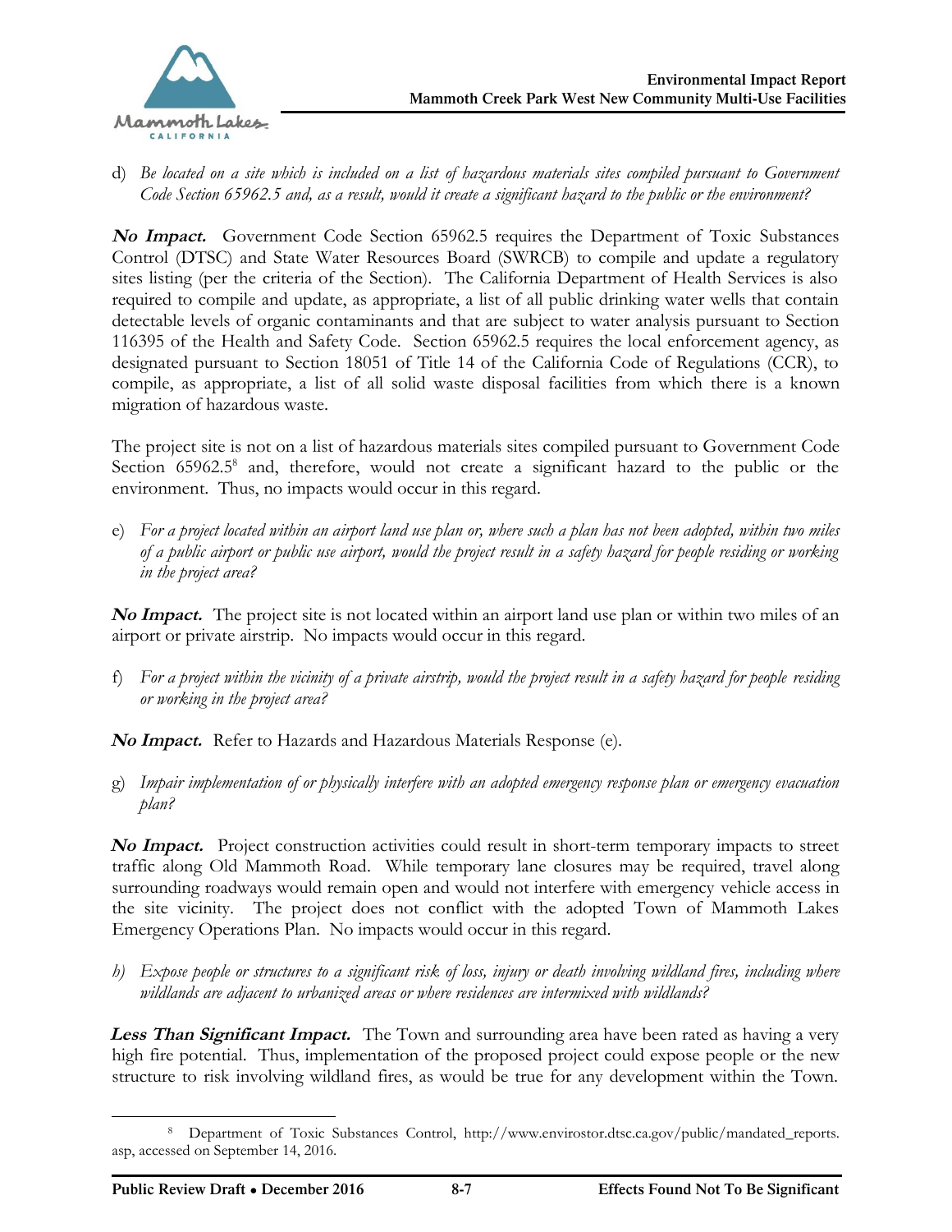d) *Be located on a site which is included on a list of hazardous materials sites compiled pursuant to Government Code Section 65962.5 and, as a result, would it create a significant hazard to the public or the environment?*

***No Impact.*** Government Code Section 65962.5 requires the Department of Toxic Substances Control (DTSC) and State Water Resources Board (SWRCB) to compile and update a regulatory sites listing (per the criteria of the Section). The California Department of Health Services is also required to compile and update, as appropriate, a list of all public drinking water wells that contain detectable levels of organic contaminants and that are subject to water analysis pursuant to Section 116395 of the Health and Safety Code. Section 65962.5 requires the local enforcement agency, as designated pursuant to Section 18051 of Title 14 of the California Code of Regulations (CCR), to compile, as appropriate, a list of all solid waste disposal facilities from which there is a known migration of hazardous waste.

The project site is not on a list of hazardous materials sites compiled pursuant to Government Code Section 65962.5[8] and, therefore, would not create a significant hazard to the public or the environment. Thus, no impacts would occur in this regard.

e) *For a project located within an airport land use plan or, where such a plan has not been adopted, within two miles of a public airport or public use airport, would the project result in a safety hazard for people residing or working in the project area?*

***No Impact.*** The project site is not located within an airport land use plan or within two miles of an airport or private airstrip. No impacts would occur in this regard.

f) *For a project within the vicinity of a private airstrip, would the project result in a safety hazard for people residing or working in the project area?*

***No Impact.*** Refer to Hazards and Hazardous Materials Response (e).

g) *Impair implementation of or physically interfere with an adopted emergency response plan or emergency evacuation plan?*

***No Impact.*** Project construction activities could result in short-term temporary impacts to street traffic along Old Mammoth Road. While temporary lane closures may be required, travel along surrounding roadways would remain open and would not interfere with emergency vehicle access in the site vicinity. The project does not conflict with the adopted Town of Mammoth Lakes Emergency Operations Plan. No impacts would occur in this regard.

h) *Expose people or structures to a significant risk of loss, injury or death involving wildland fires, including where wildlands are adjacent to urbanized areas or where residences are intermixed with wildlands?*

***Less Than Significant Impact.*** The Town and surrounding area have been rated as having a very high fire potential. Thus, implementation of the proposed project could expose people or the new structure to risk involving wildland fires, as would be true for any development within the Town.

---

[8] Department of Toxic Substances Control, http://www.envirostor.dtsc.ca.gov/public/mandated_reports.asp, accessed on September 14, 2016.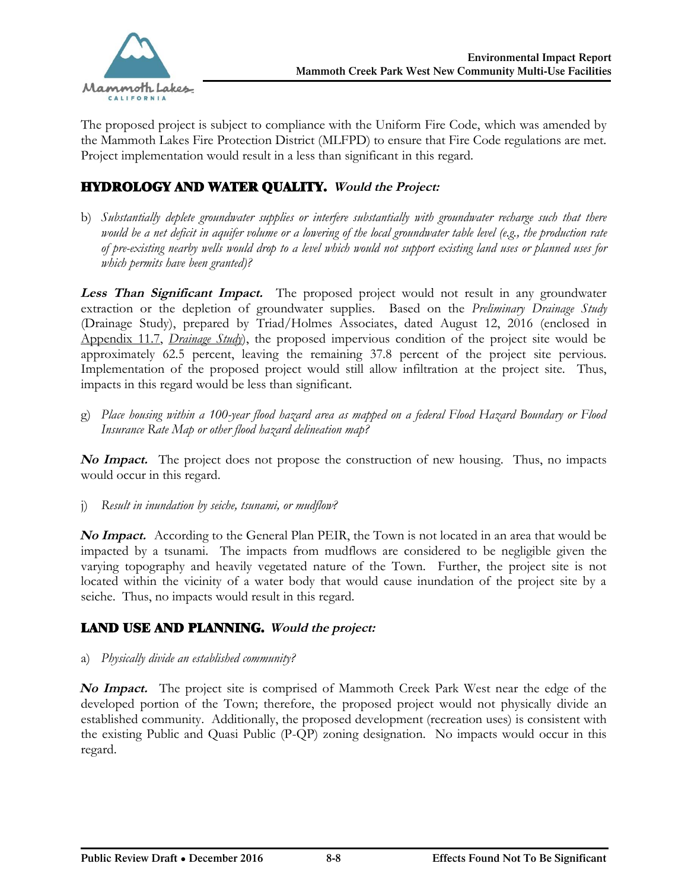The proposed project is subject to compliance with the Uniform Fire Code, which was amended by the Mammoth Lakes Fire Protection District (MLFPD) to ensure that Fire Code regulations are met. Project implementation would result in a less than significant in this regard.

## HYDROLOGY AND WATER QUALITY. *Would the Project:*

b) *Substantially deplete groundwater supplies or interfere substantially with groundwater recharge such that there would be a net deficit in aquifer volume or a lowering of the local groundwater table level (e.g., the production rate of pre-existing nearby wells would drop to a level which would not support existing land uses or planned uses for which permits have been granted)?*

***Less Than Significant Impact.*** The proposed project would not result in any groundwater extraction or the depletion of groundwater supplies. Based on the *Preliminary Drainage Study* (Drainage Study), prepared by Triad/Holmes Associates, dated August 12, 2016 (enclosed in Appendix 11.7, *Drainage Study*), the proposed impervious condition of the project site would be approximately 62.5 percent, leaving the remaining 37.8 percent of the project site pervious. Implementation of the proposed project would still allow infiltration at the project site. Thus, impacts in this regard would be less than significant.

g) *Place housing within a 100-year flood hazard area as mapped on a federal Flood Hazard Boundary or Flood Insurance Rate Map or other flood hazard delineation map?*

***No Impact.*** The project does not propose the construction of new housing. Thus, no impacts would occur in this regard.

j) *Result in inundation by seiche, tsunami, or mudflow?*

***No Impact.*** According to the General Plan PEIR, the Town is not located in an area that would be impacted by a tsunami. The impacts from mudflows are considered to be negligible given the varying topography and heavily vegetated nature of the Town. Further, the project site is not located within the vicinity of a water body that would cause inundation of the project site by a seiche. Thus, no impacts would result in this regard.

## LAND USE AND PLANNING. *Would the project:*

a) *Physically divide an established community?*

***No Impact.*** The project site is comprised of Mammoth Creek Park West near the edge of the developed portion of the Town; therefore, the proposed project would not physically divide an established community. Additionally, the proposed development (recreation uses) is consistent with the existing Public and Quasi Public (P-QP) zoning designation. No impacts would occur in this regard.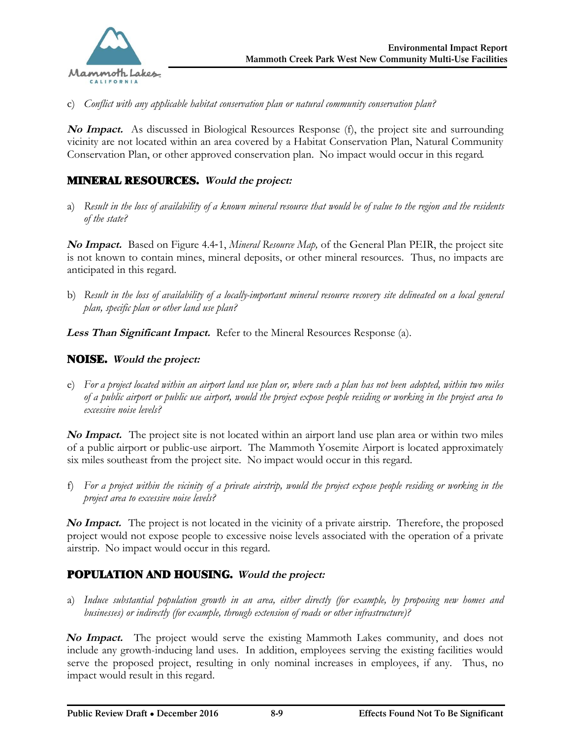c) *Conflict with any applicable habitat conservation plan or natural community conservation plan?*

***No Impact.*** As discussed in Biological Resources Response (f), the project site and surrounding vicinity are not located within an area covered by a Habitat Conservation Plan, Natural Community Conservation Plan, or other approved conservation plan. No impact would occur in this regard.

## MINERAL RESOURCES. *Would the project:*

a) *Result in the loss of availability of a known mineral resource that would be of value to the region and the residents of the state?*

***No Impact.*** Based on Figure 4.4-1, *Mineral Resource Map,* of the General Plan PEIR, the project site is not known to contain mines, mineral deposits, or other mineral resources. Thus, no impacts are anticipated in this regard.

b) *Result in the loss of availability of a locally-important mineral resource recovery site delineated on a local general plan, specific plan or other land use plan?*

***Less Than Significant Impact.*** Refer to the Mineral Resources Response (a).

## NOISE. *Would the project:*

e) *For a project located within an airport land use plan or, where such a plan has not been adopted, within two miles of a public airport or public use airport, would the project expose people residing or working in the project area to excessive noise levels?*

***No Impact.*** The project site is not located within an airport land use plan area or within two miles of a public airport or public-use airport. The Mammoth Yosemite Airport is located approximately six miles southeast from the project site. No impact would occur in this regard.

f) *For a project within the vicinity of a private airstrip, would the project expose people residing or working in the project area to excessive noise levels?*

***No Impact.*** The project is not located in the vicinity of a private airstrip. Therefore, the proposed project would not expose people to excessive noise levels associated with the operation of a private airstrip. No impact would occur in this regard.

## POPULATION AND HOUSING. *Would the project:*

a) *Induce substantial population growth in an area, either directly (for example, by proposing new homes and businesses) or indirectly (for example, through extension of roads or other infrastructure)?*

***No Impact.*** The project would serve the existing Mammoth Lakes community, and does not include any growth-inducing land uses. In addition, employees serving the existing facilities would serve the proposed project, resulting in only nominal increases in employees, if any. Thus, no impact would result in this regard.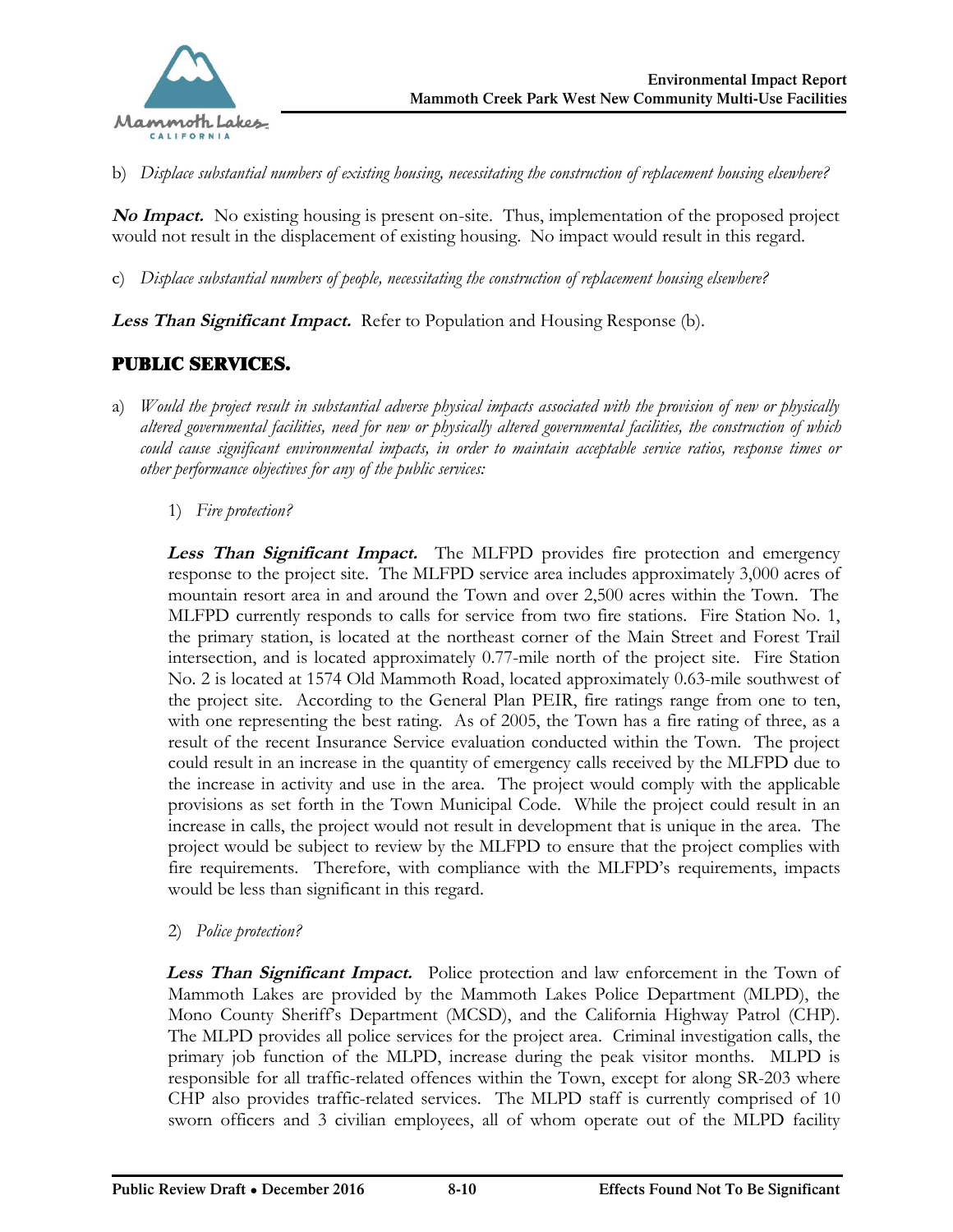b) *Displace substantial numbers of existing housing, necessitating the construction of replacement housing elsewhere?*

***No Impact.*** No existing housing is present on-site. Thus, implementation of the proposed project would not result in the displacement of existing housing. No impact would result in this regard.

c) *Displace substantial numbers of people, necessitating the construction of replacement housing elsewhere?*

***Less Than Significant Impact.*** Refer to Population and Housing Response (b).

## PUBLIC SERVICES.

a) *Would the project result in substantial adverse physical impacts associated with the provision of new or physically altered governmental facilities, need for new or physically altered governmental facilities, the construction of which could cause significant environmental impacts, in order to maintain acceptable service ratios, response times or other performance objectives for any of the public services:*

1) *Fire protection?*

***Less Than Significant Impact.*** The MLFPD provides fire protection and emergency response to the project site. The MLFPD service area includes approximately 3,000 acres of mountain resort area in and around the Town and over 2,500 acres within the Town. The MLFPD currently responds to calls for service from two fire stations. Fire Station No. 1, the primary station, is located at the northeast corner of the Main Street and Forest Trail intersection, and is located approximately 0.77-mile north of the project site. Fire Station No. 2 is located at 1574 Old Mammoth Road, located approximately 0.63-mile southwest of the project site. According to the General Plan PEIR, fire ratings range from one to ten, with one representing the best rating. As of 2005, the Town has a fire rating of three, as a result of the recent Insurance Service evaluation conducted within the Town. The project could result in an increase in the quantity of emergency calls received by the MLFPD due to the increase in activity and use in the area. The project would comply with the applicable provisions as set forth in the Town Municipal Code. While the project could result in an increase in calls, the project would not result in development that is unique in the area. The project would be subject to review by the MLFPD to ensure that the project complies with fire requirements. Therefore, with compliance with the MLFPD's requirements, impacts would be less than significant in this regard.

2) *Police protection?*

***Less Than Significant Impact.*** Police protection and law enforcement in the Town of Mammoth Lakes are provided by the Mammoth Lakes Police Department (MLPD), the Mono County Sheriff's Department (MCSD), and the California Highway Patrol (CHP). The MLPD provides all police services for the project area. Criminal investigation calls, the primary job function of the MLPD, increase during the peak visitor months. MLPD is responsible for all traffic-related offences within the Town, except for along SR-203 where CHP also provides traffic-related services. The MLPD staff is currently comprised of 10 sworn officers and 3 civilian employees, all of whom operate out of the MLPD facility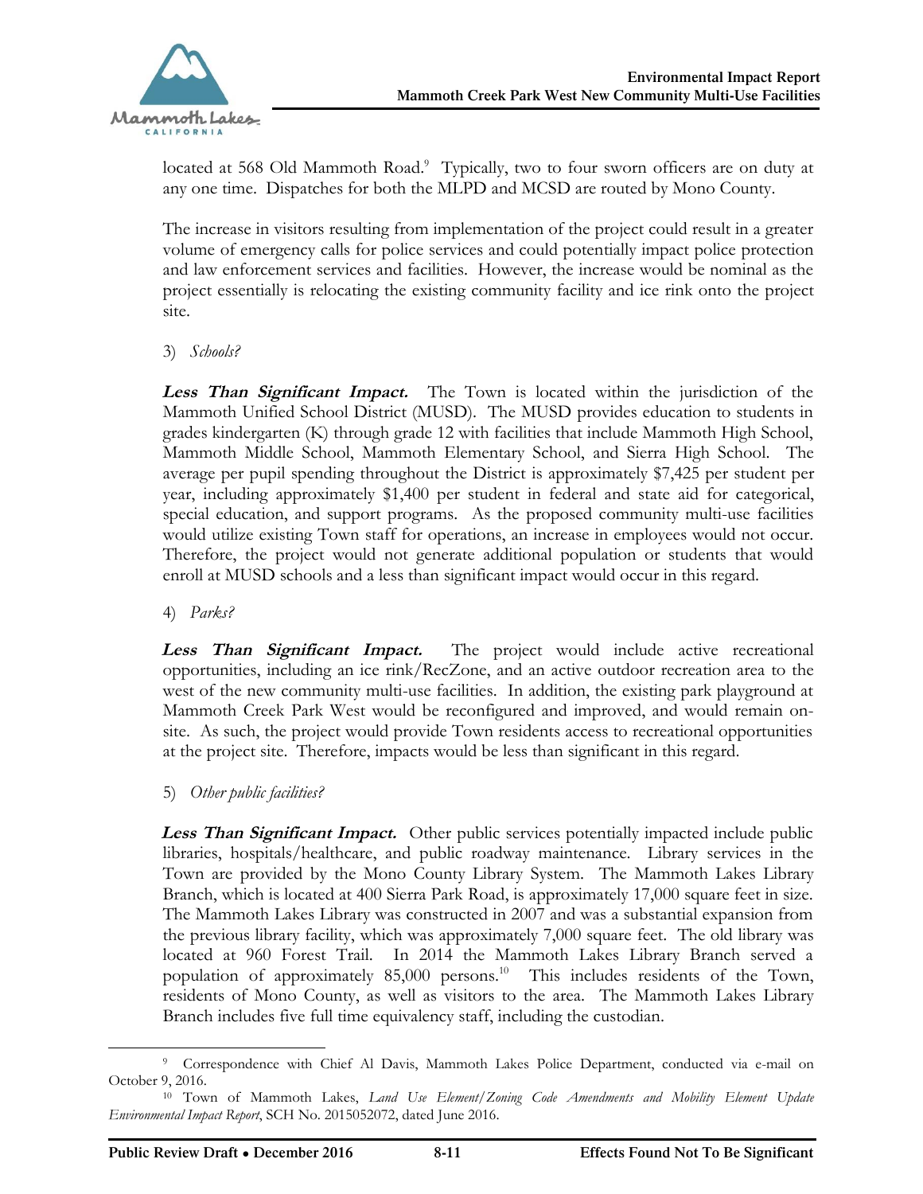located at 568 Old Mammoth Road.[9] Typically, two to four sworn officers are on duty at any one time. Dispatches for both the MLPD and MCSD are routed by Mono County.

The increase in visitors resulting from implementation of the project could result in a greater volume of emergency calls for police services and could potentially impact police protection and law enforcement services and facilities. However, the increase would be nominal as the project essentially is relocating the existing community facility and ice rink onto the project site.

3) *Schools?*

***Less Than Significant Impact.*** The Town is located within the jurisdiction of the Mammoth Unified School District (MUSD). The MUSD provides education to students in grades kindergarten (K) through grade 12 with facilities that include Mammoth High School, Mammoth Middle School, Mammoth Elementary School, and Sierra High School. The average per pupil spending throughout the District is approximately $7,425 per student per year, including approximately $1,400 per student in federal and state aid for categorical, special education, and support programs. As the proposed community multi-use facilities would utilize existing Town staff for operations, an increase in employees would not occur. Therefore, the project would not generate additional population or students that would enroll at MUSD schools and a less than significant impact would occur in this regard.

4) *Parks?*

***Less Than Significant Impact.*** The project would include active recreational opportunities, including an ice rink/RecZone, and an active outdoor recreation area to the west of the new community multi-use facilities. In addition, the existing park playground at Mammoth Creek Park West would be reconfigured and improved, and would remain on-site. As such, the project would provide Town residents access to recreational opportunities at the project site. Therefore, impacts would be less than significant in this regard.

5) *Other public facilities?*

***Less Than Significant Impact.*** Other public services potentially impacted include public libraries, hospitals/healthcare, and public roadway maintenance. Library services in the Town are provided by the Mono County Library System. The Mammoth Lakes Library Branch, which is located at 400 Sierra Park Road, is approximately 17,000 square feet in size. The Mammoth Lakes Library was constructed in 2007 and was a substantial expansion from the previous library facility, which was approximately 7,000 square feet. The old library was located at 960 Forest Trail. In 2014 the Mammoth Lakes Library Branch served a population of approximately 85,000 persons.[10] This includes residents of the Town, residents of Mono County, as well as visitors to the area. The Mammoth Lakes Library Branch includes five full time equivalency staff, including the custodian.

---

[9] Correspondence with Chief Al Davis, Mammoth Lakes Police Department, conducted via e-mail on October 9, 2016.

[10] Town of Mammoth Lakes, *Land Use Element/Zoning Code Amendments and Mobility Element Update Environmental Impact Report*, SCH No. 2015052072, dated June 2016.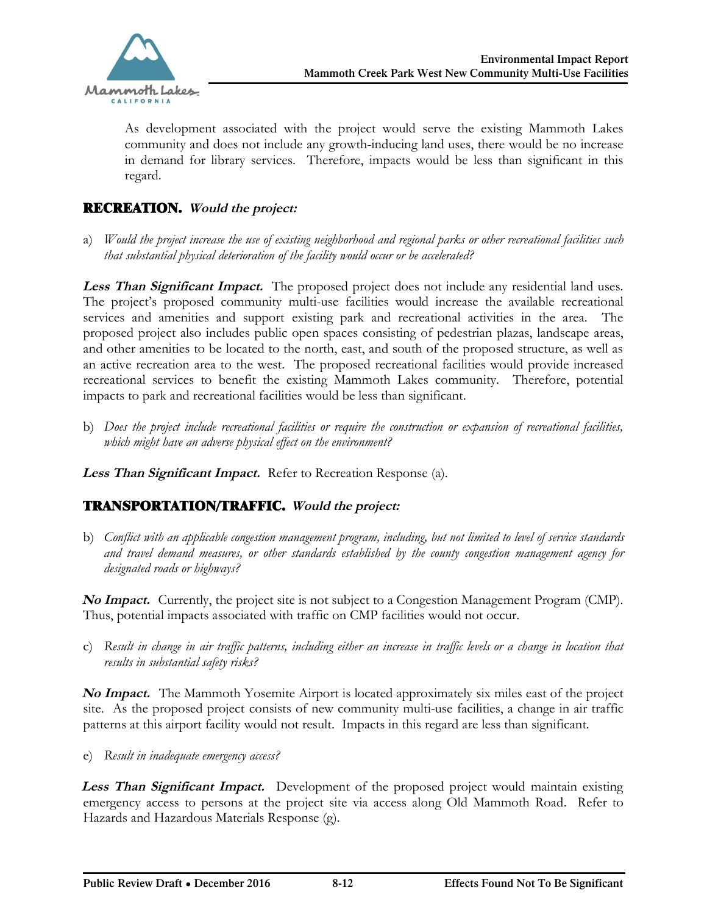As development associated with the project would serve the existing Mammoth Lakes community and does not include any growth-inducing land uses, there would be no increase in demand for library services. Therefore, impacts would be less than significant in this regard.

## RECREATION. *Would the project:*

a) *Would the project increase the use of existing neighborhood and regional parks or other recreational facilities such that substantial physical deterioration of the facility would occur or be accelerated?*

***Less Than Significant Impact.*** The proposed project does not include any residential land uses. The project's proposed community multi-use facilities would increase the available recreational services and amenities and support existing park and recreational activities in the area. The proposed project also includes public open spaces consisting of pedestrian plazas, landscape areas, and other amenities to be located to the north, east, and south of the proposed structure, as well as an active recreation area to the west. The proposed recreational facilities would provide increased recreational services to benefit the existing Mammoth Lakes community. Therefore, potential impacts to park and recreational facilities would be less than significant.

b) *Does the project include recreational facilities or require the construction or expansion of recreational facilities, which might have an adverse physical effect on the environment?*

***Less Than Significant Impact.*** Refer to Recreation Response (a).

## TRANSPORTATION/TRAFFIC. *Would the project:*

b) *Conflict with an applicable congestion management program, including, but not limited to level of service standards and travel demand measures, or other standards established by the county congestion management agency for designated roads or highways?*

***No Impact.*** Currently, the project site is not subject to a Congestion Management Program (CMP). Thus, potential impacts associated with traffic on CMP facilities would not occur.

c) *Result in change in air traffic patterns, including either an increase in traffic levels or a change in location that results in substantial safety risks?*

***No Impact.*** The Mammoth Yosemite Airport is located approximately six miles east of the project site. As the proposed project consists of new community multi-use facilities, a change in air traffic patterns at this airport facility would not result. Impacts in this regard are less than significant.

e) *Result in inadequate emergency access?*

***Less Than Significant Impact.*** Development of the proposed project would maintain existing emergency access to persons at the project site via access along Old Mammoth Road. Refer to Hazards and Hazardous Materials Response (g).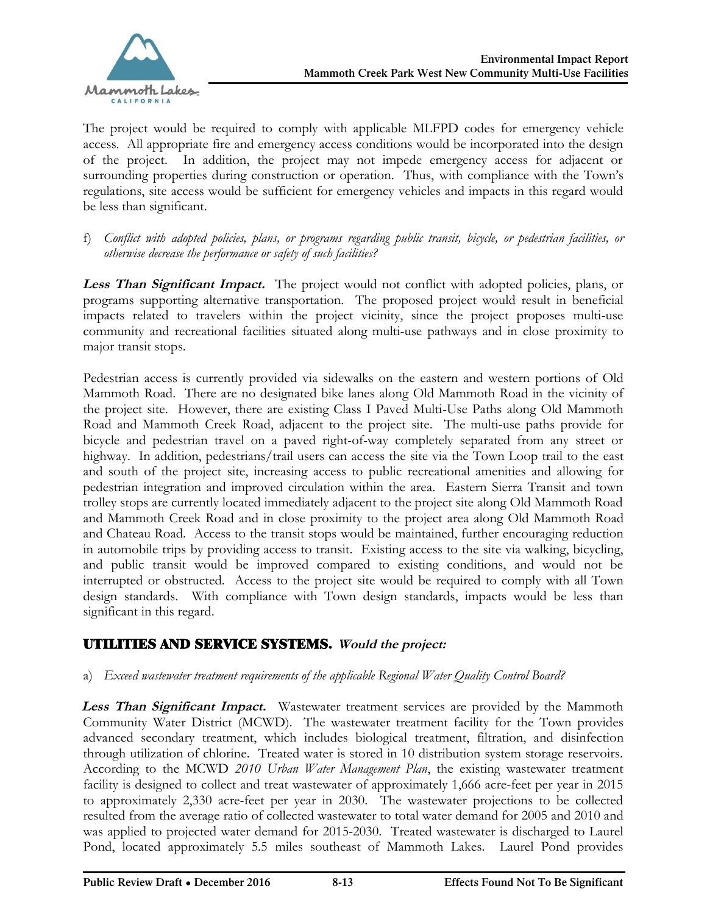The project would be required to comply with applicable MLFPD codes for emergency vehicle access. All appropriate fire and emergency access conditions would be incorporated into the design of the project. In addition, the project may not impede emergency access for adjacent or surrounding properties during construction or operation. Thus, with compliance with the Town's regulations, site access would be sufficient for emergency vehicles and impacts in this regard would be less than significant.

f) *Conflict with adopted policies, plans, or programs regarding public transit, bicycle, or pedestrian facilities, or otherwise decrease the performance or safety of such facilities?*

***Less Than Significant Impact.*** The project would not conflict with adopted policies, plans, or programs supporting alternative transportation. The proposed project would result in beneficial impacts related to travelers within the project vicinity, since the project proposes multi-use community and recreational facilities situated along multi-use pathways and in close proximity to major transit stops.

Pedestrian access is currently provided via sidewalks on the eastern and western portions of Old Mammoth Road. There are no designated bike lanes along Old Mammoth Road in the vicinity of the project site. However, there are existing Class I Paved Multi-Use Paths along Old Mammoth Road and Mammoth Creek Road, adjacent to the project site. The multi-use paths provide for bicycle and pedestrian travel on a paved right-of-way completely separated from any street or highway. In addition, pedestrians/trail users can access the site via the Town Loop trail to the east and south of the project site, increasing access to public recreational amenities and allowing for pedestrian integration and improved circulation within the area. Eastern Sierra Transit and town trolley stops are currently located immediately adjacent to the project site along Old Mammoth Road and Mammoth Creek Road and in close proximity to the project area along Old Mammoth Road and Chateau Road. Access to the transit stops would be maintained, further encouraging reduction in automobile trips by providing access to transit. Existing access to the site via walking, bicycling, and public transit would be improved compared to existing conditions, and would not be interrupted or obstructed. Access to the project site would be required to comply with all Town design standards. With compliance with Town design standards, impacts would be less than significant in this regard.

## UTILITIES AND SERVICE SYSTEMS. *Would the project:*

a) *Exceed wastewater treatment requirements of the applicable Regional Water Quality Control Board?*

***Less Than Significant Impact.*** Wastewater treatment services are provided by the Mammoth Community Water District (MCWD). The wastewater treatment facility for the Town provides advanced secondary treatment, which includes biological treatment, filtration, and disinfection through utilization of chlorine. Treated water is stored in 10 distribution system storage reservoirs. According to the MCWD *2010 Urban Water Management Plan*, the existing wastewater treatment facility is designed to collect and treat wastewater of approximately 1,666 acre-feet per year in 2015 to approximately 2,330 acre-feet per year in 2030. The wastewater projections to be collected resulted from the average ratio of collected wastewater to total water demand for 2005 and 2010 and was applied to projected water demand for 2015-2030. Treated wastewater is discharged to Laurel Pond, located approximately 5.5 miles southeast of Mammoth Lakes. Laurel Pond provides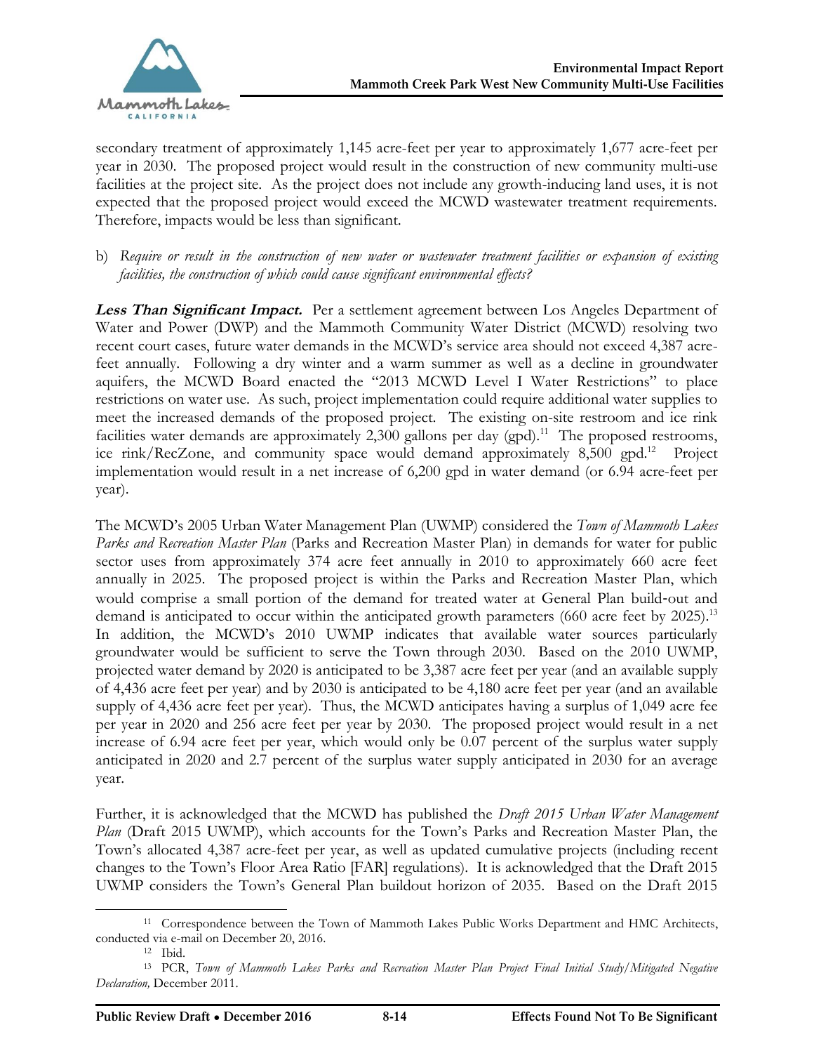secondary treatment of approximately 1,145 acre-feet per year to approximately 1,677 acre-feet per year in 2030. The proposed project would result in the construction of new community multi-use facilities at the project site. As the project does not include any growth-inducing land uses, it is not expected that the proposed project would exceed the MCWD wastewater treatment requirements. Therefore, impacts would be less than significant.

b) *Require or result in the construction of new water or wastewater treatment facilities or expansion of existing facilities, the construction of which could cause significant environmental effects?*

***Less Than Significant Impact.*** Per a settlement agreement between Los Angeles Department of Water and Power (DWP) and the Mammoth Community Water District (MCWD) resolving two recent court cases, future water demands in the MCWD's service area should not exceed 4,387 acre-feet annually. Following a dry winter and a warm summer as well as a decline in groundwater aquifers, the MCWD Board enacted the "2013 MCWD Level I Water Restrictions" to place restrictions on water use. As such, project implementation could require additional water supplies to meet the increased demands of the proposed project. The existing on-site restroom and ice rink facilities water demands are approximately 2,300 gallons per day (gpd).[11] The proposed restrooms, ice rink/RecZone, and community space would demand approximately 8,500 gpd.[12] Project implementation would result in a net increase of 6,200 gpd in water demand (or 6.94 acre-feet per year).

The MCWD's 2005 Urban Water Management Plan (UWMP) considered the *Town of Mammoth Lakes Parks and Recreation Master Plan* (Parks and Recreation Master Plan) in demands for water for public sector uses from approximately 374 acre feet annually in 2010 to approximately 660 acre feet annually in 2025. The proposed project is within the Parks and Recreation Master Plan, which would comprise a small portion of the demand for treated water at General Plan build-out and demand is anticipated to occur within the anticipated growth parameters (660 acre feet by 2025).[13] In addition, the MCWD's 2010 UWMP indicates that available water sources particularly groundwater would be sufficient to serve the Town through 2030. Based on the 2010 UWMP, projected water demand by 2020 is anticipated to be 3,387 acre feet per year (and an available supply of 4,436 acre feet per year) and by 2030 is anticipated to be 4,180 acre feet per year (and an available supply of 4,436 acre feet per year). Thus, the MCWD anticipates having a surplus of 1,049 acre fee per year in 2020 and 256 acre feet per year by 2030. The proposed project would result in a net increase of 6.94 acre feet per year, which would only be 0.07 percent of the surplus water supply anticipated in 2020 and 2.7 percent of the surplus water supply anticipated in 2030 for an average year.

Further, it is acknowledged that the MCWD has published the *Draft 2015 Urban Water Management Plan* (Draft 2015 UWMP), which accounts for the Town's Parks and Recreation Master Plan, the Town's allocated 4,387 acre-feet per year, as well as updated cumulative projects (including recent changes to the Town's Floor Area Ratio [FAR] regulations). It is acknowledged that the Draft 2015 UWMP considers the Town's General Plan buildout horizon of 2035. Based on the Draft 2015

[11] Correspondence between the Town of Mammoth Lakes Public Works Department and HMC Architects, conducted via e-mail on December 20, 2016.

[12] Ibid.

[13] PCR, *Town of Mammoth Lakes Parks and Recreation Master Plan Project Final Initial Study/Mitigated Negative Declaration,* December 2011.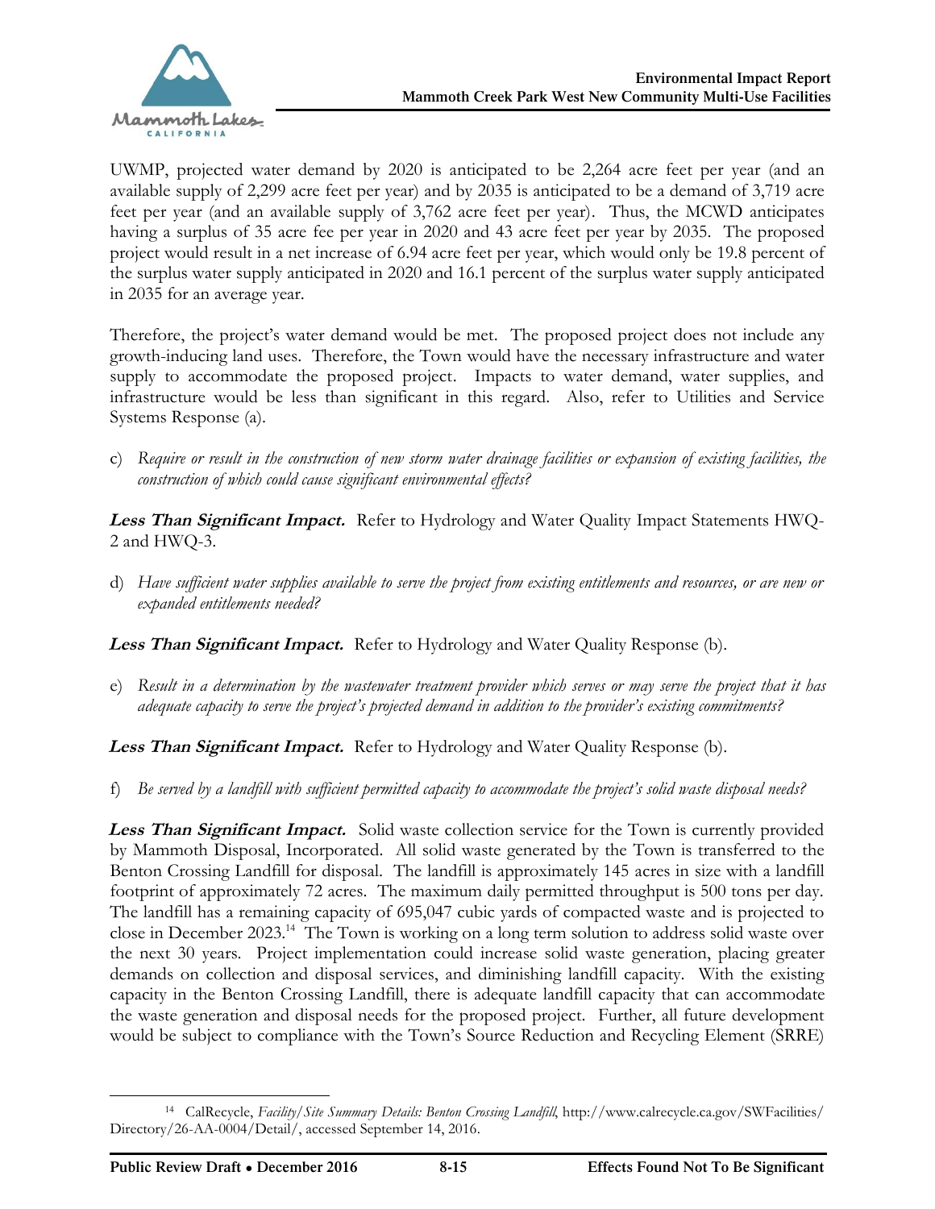UWMP, projected water demand by 2020 is anticipated to be 2,264 acre feet per year (and an available supply of 2,299 acre feet per year) and by 2035 is anticipated to be a demand of 3,719 acre feet per year (and an available supply of 3,762 acre feet per year). Thus, the MCWD anticipates having a surplus of 35 acre fee per year in 2020 and 43 acre feet per year by 2035. The proposed project would result in a net increase of 6.94 acre feet per year, which would only be 19.8 percent of the surplus water supply anticipated in 2020 and 16.1 percent of the surplus water supply anticipated in 2035 for an average year.

Therefore, the project's water demand would be met. The proposed project does not include any growth-inducing land uses. Therefore, the Town would have the necessary infrastructure and water supply to accommodate the proposed project. Impacts to water demand, water supplies, and infrastructure would be less than significant in this regard. Also, refer to Utilities and Service Systems Response (a).

c) *Require or result in the construction of new storm water drainage facilities or expansion of existing facilities, the construction of which could cause significant environmental effects?*

***Less Than Significant Impact.*** Refer to Hydrology and Water Quality Impact Statements HWQ-2 and HWQ-3.

d) *Have sufficient water supplies available to serve the project from existing entitlements and resources, or are new or expanded entitlements needed?*

***Less Than Significant Impact.*** Refer to Hydrology and Water Quality Response (b).

e) *Result in a determination by the wastewater treatment provider which serves or may serve the project that it has adequate capacity to serve the project's projected demand in addition to the provider's existing commitments?*

***Less Than Significant Impact.*** Refer to Hydrology and Water Quality Response (b).

f) *Be served by a landfill with sufficient permitted capacity to accommodate the project's solid waste disposal needs?*

***Less Than Significant Impact.*** Solid waste collection service for the Town is currently provided by Mammoth Disposal, Incorporated. All solid waste generated by the Town is transferred to the Benton Crossing Landfill for disposal. The landfill is approximately 145 acres in size with a landfill footprint of approximately 72 acres. The maximum daily permitted throughput is 500 tons per day. The landfill has a remaining capacity of 695,047 cubic yards of compacted waste and is projected to close in December 2023.[14] The Town is working on a long term solution to address solid waste over the next 30 years. Project implementation could increase solid waste generation, placing greater demands on collection and disposal services, and diminishing landfill capacity. With the existing capacity in the Benton Crossing Landfill, there is adequate landfill capacity that can accommodate the waste generation and disposal needs for the proposed project. Further, all future development would be subject to compliance with the Town's Source Reduction and Recycling Element (SRRE)

[14] CalRecycle, *Facility/Site Summary Details: Benton Crossing Landfill*, http://www.calrecycle.ca.gov/SWFacilities/Directory/26-AA-0004/Detail/, accessed September 14, 2016.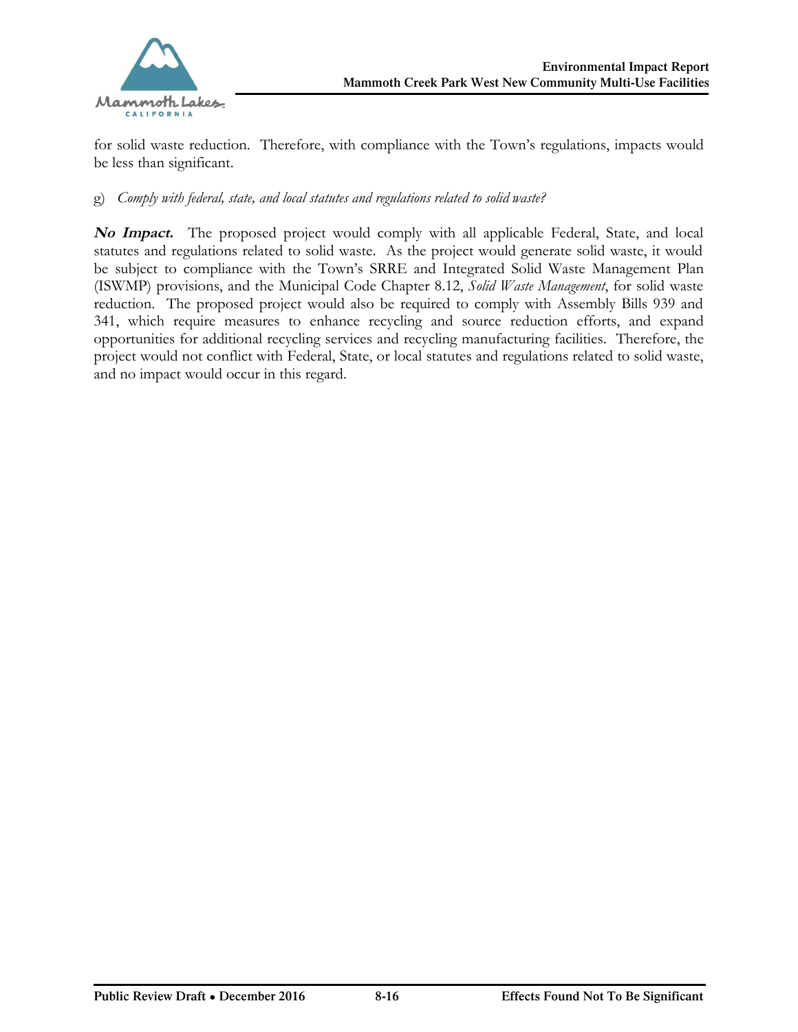for solid waste reduction. Therefore, with compliance with the Town's regulations, impacts would be less than significant.

g) *Comply with federal, state, and local statutes and regulations related to solid waste?*

***No Impact.*** The proposed project would comply with all applicable Federal, State, and local statutes and regulations related to solid waste. As the project would generate solid waste, it would be subject to compliance with the Town's SRRE and Integrated Solid Waste Management Plan (ISWMP) provisions, and the Municipal Code Chapter 8.12, *Solid Waste Management*, for solid waste reduction. The proposed project would also be required to comply with Assembly Bills 939 and 341, which require measures to enhance recycling and source reduction efforts, and expand opportunities for additional recycling services and recycling manufacturing facilities. Therefore, the project would not conflict with Federal, State, or local statutes and regulations related to solid waste, and no impact would occur in this regard.